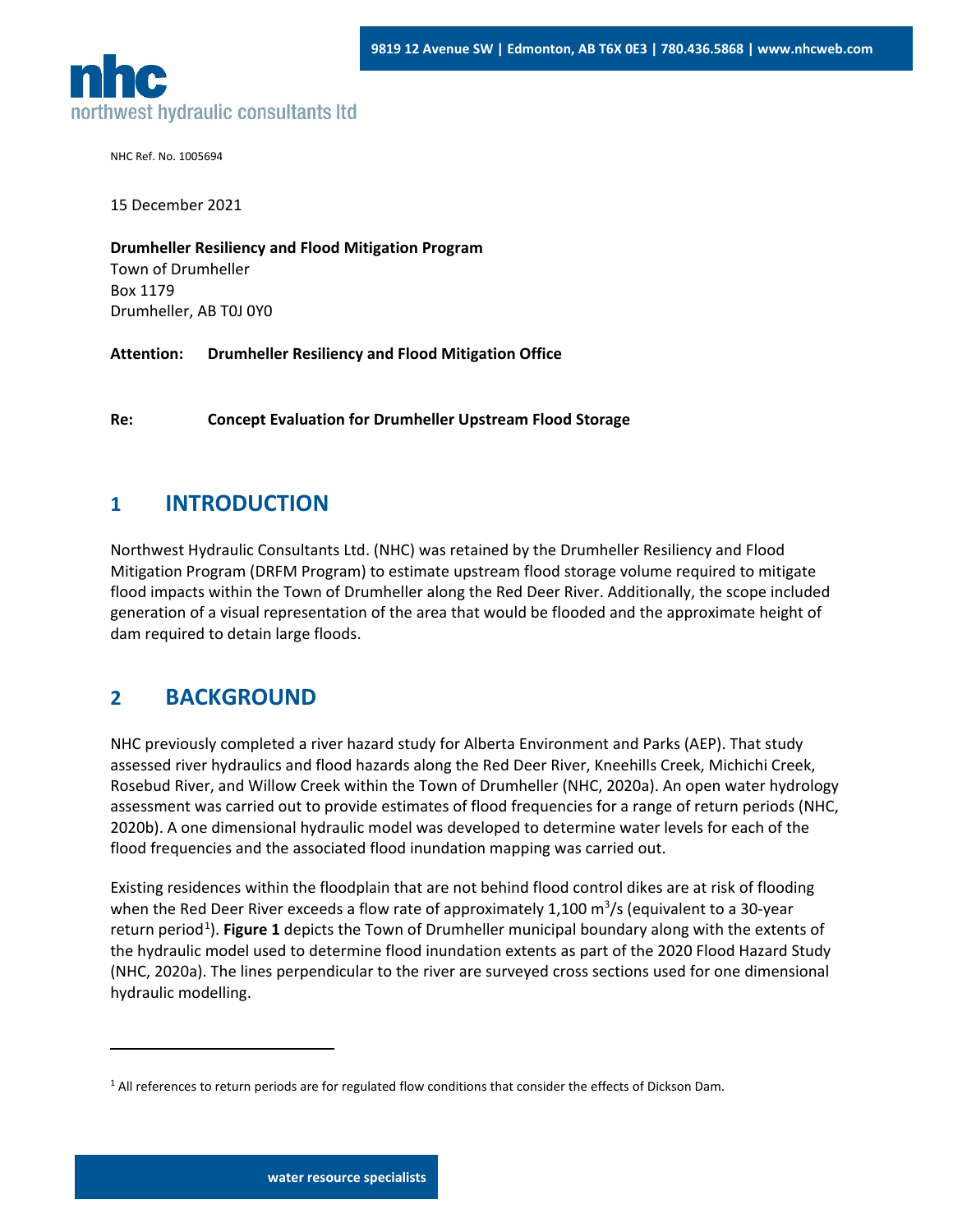NHC Ref. No. 1005694

15 December 2021

**Drumheller Resiliency and Flood Mitigation Program**
Town of Drumheller
Box 1179
Drumheller, AB T0J 0Y0

**Attention: Drumheller Resiliency and Flood Mitigation Office**

**Re: Concept Evaluation for Drumheller Upstream Flood Storage**

## 1 INTRODUCTION

Northwest Hydraulic Consultants Ltd. (NHC) was retained by the Drumheller Resiliency and Flood Mitigation Program (DRFM Program) to estimate upstream flood storage volume required to mitigate flood impacts within the Town of Drumheller along the Red Deer River. Additionally, the scope included generation of a visual representation of the area that would be flooded and the approximate height of dam required to detain large floods.

## 2 BACKGROUND

NHC previously completed a river hazard study for Alberta Environment and Parks (AEP). That study assessed river hydraulics and flood hazards along the Red Deer River, Kneehills Creek, Michichi Creek, Rosebud River, and Willow Creek within the Town of Drumheller (NHC, 2020a). An open water hydrology assessment was carried out to provide estimates of flood frequencies for a range of return periods (NHC, 2020b). A one dimensional hydraulic model was developed to determine water levels for each of the flood frequencies and the associated flood inundation mapping was carried out.

Existing residences within the floodplain that are not behind flood control dikes are at risk of flooding when the Red Deer River exceeds a flow rate of approximately 1,100 $m^3/s$ (equivalent to a 30-year return period[1]). **Figure 1** depicts the Town of Drumheller municipal boundary along with the extents of the hydraulic model used to determine flood inundation extents as part of the 2020 Flood Hazard Study (NHC, 2020a). The lines perpendicular to the river are surveyed cross sections used for one dimensional hydraulic modelling.

---

[1] All references to return periods are for regulated flow conditions that consider the effects of Dickson Dam.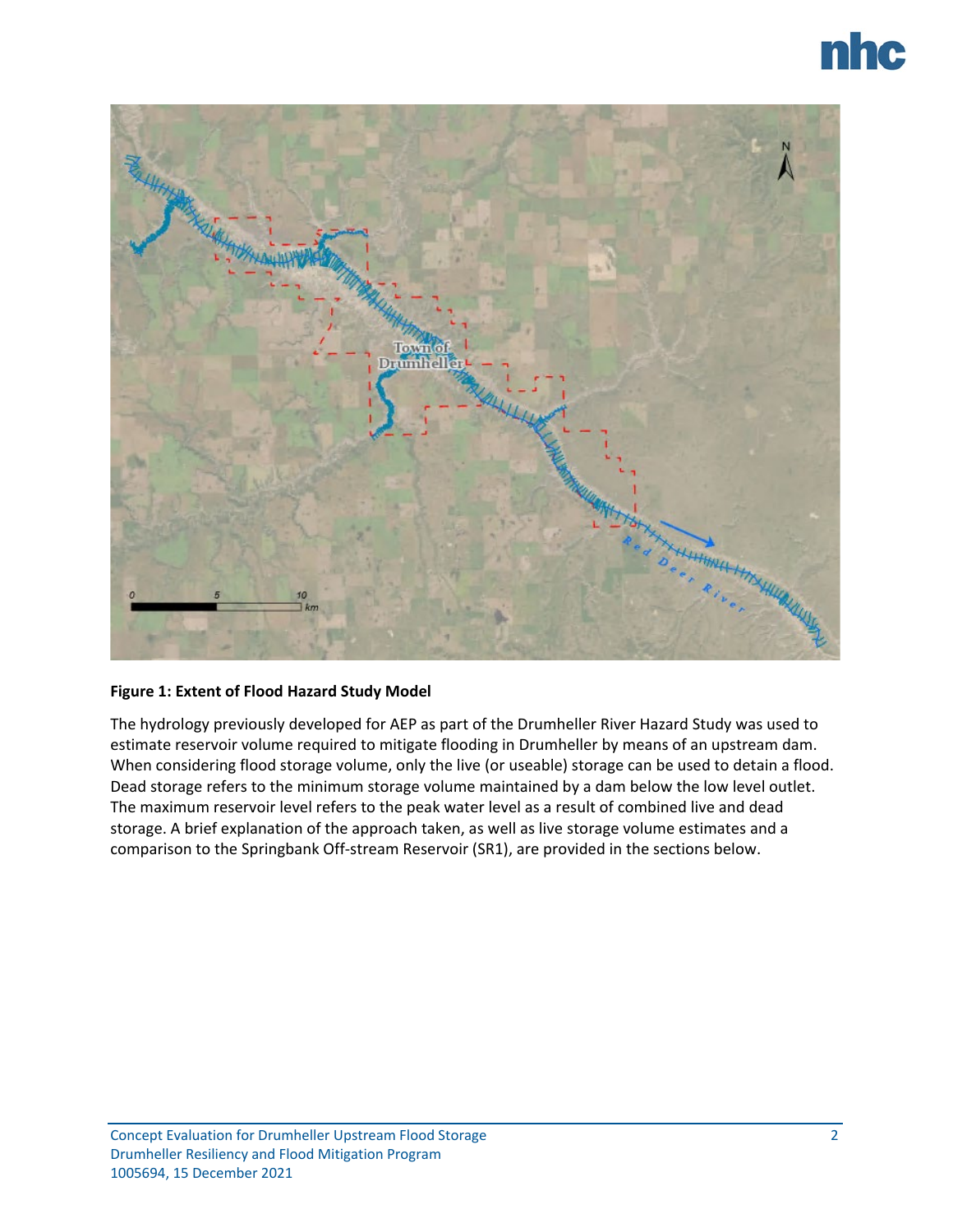**Figure 1: Extent of Flood Hazard Study Model**

The hydrology previously developed for AEP as part of the Drumheller River Hazard Study was used to estimate reservoir volume required to mitigate flooding in Drumheller by means of an upstream dam. When considering flood storage volume, only the live (or useable) storage can be used to detain a flood. Dead storage refers to the minimum storage volume maintained by a dam below the low level outlet. The maximum reservoir level refers to the peak water level as a result of combined live and dead storage. A brief explanation of the approach taken, as well as live storage volume estimates and a comparison to the Springbank Off-stream Reservoir (SR1), are provided in the sections below.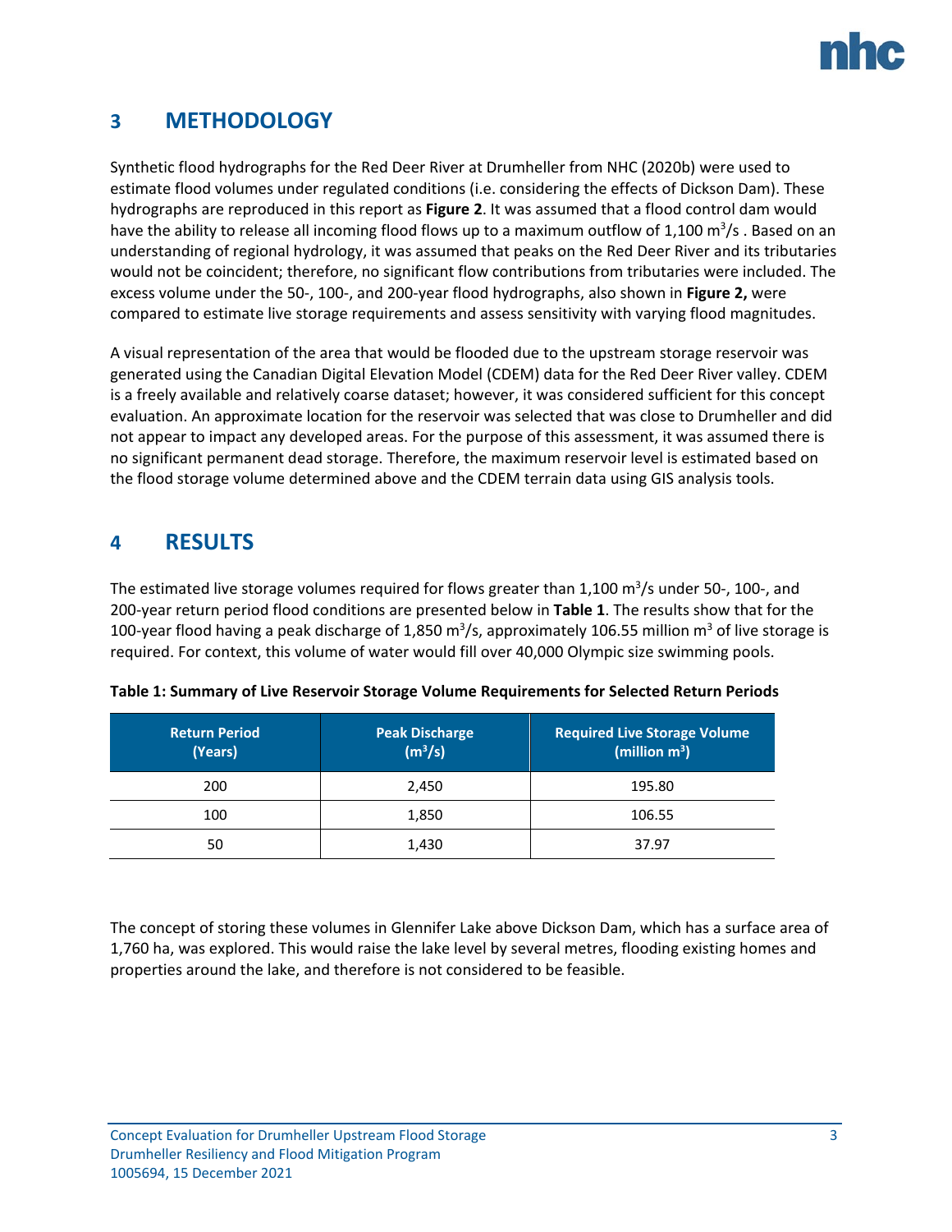## 3 METHODOLOGY

Synthetic flood hydrographs for the Red Deer River at Drumheller from NHC (2020b) were used to estimate flood volumes under regulated conditions (i.e. considering the effects of Dickson Dam). These hydrographs are reproduced in this report as **Figure 2**. It was assumed that a flood control dam would have the ability to release all incoming flood flows up to a maximum outflow of 1,100 $m^3/s$ . Based on an understanding of regional hydrology, it was assumed that peaks on the Red Deer River and its tributaries would not be coincident; therefore, no significant flow contributions from tributaries were included. The excess volume under the 50-, 100-, and 200-year flood hydrographs, also shown in **Figure 2,** were compared to estimate live storage requirements and assess sensitivity with varying flood magnitudes.

A visual representation of the area that would be flooded due to the upstream storage reservoir was generated using the Canadian Digital Elevation Model (CDEM) data for the Red Deer River valley. CDEM is a freely available and relatively coarse dataset; however, it was considered sufficient for this concept evaluation. An approximate location for the reservoir was selected that was close to Drumheller and did not appear to impact any developed areas. For the purpose of this assessment, it was assumed there is no significant permanent dead storage. Therefore, the maximum reservoir level is estimated based on the flood storage volume determined above and the CDEM terrain data using GIS analysis tools.

## 4 RESULTS

The estimated live storage volumes required for flows greater than 1,100 $m^3/s$ under 50-, 100-, and 200-year return period flood conditions are presented below in **Table 1**. The results show that for the 100-year flood having a peak discharge of 1,850 $m^3/s$, approximately 106.55 million $m^3$ of live storage is required. For context, this volume of water would fill over 40,000 Olympic size swimming pools.

**Table 1: Summary of Live Reservoir Storage Volume Requirements for Selected Return Periods**

| Return Period (Years) | Peak Discharge ($m^3/s$) | Required Live Storage Volume (million $m^3$) |
|---|---|---|
| 200 | 2,450 | 195.80 |
| 100 | 1,850 | 106.55 |
| 50 | 1,430 | 37.97 |

The concept of storing these volumes in Glennifer Lake above Dickson Dam, which has a surface area of 1,760 ha, was explored. This would raise the lake level by several metres, flooding existing homes and properties around the lake, and therefore is not considered to be feasible.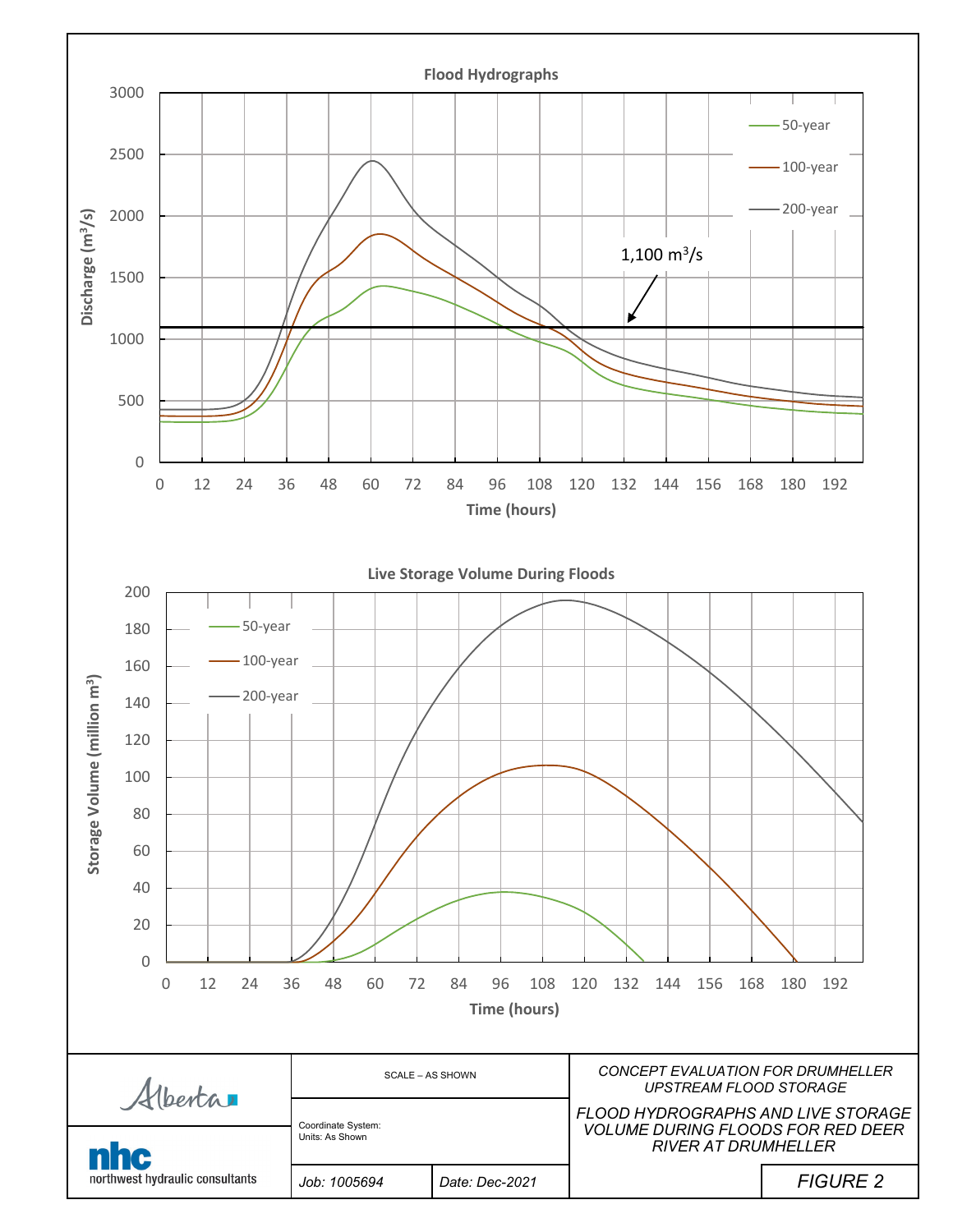**Flood Hydrographs**

Discharge ($m^3/s$) vs Time (hours)

Legend: 50-year, 100-year, 200-year

1,100 $m^3/s$

**Live Storage Volume During Floods**

Storage Volume (million $m^3$) vs Time (hours)

Legend: 50-year, 100-year, 200-year

| Alberta | SCALE – AS SHOWN | *CONCEPT EVALUATION FOR DRUMHELLER UPSTREAM FLOOD STORAGE* |
|---|---|---|
| nhc northwest hydraulic consultants | Coordinate System: Units: As Shown | *FLOOD HYDROGRAPHS AND LIVE STORAGE VOLUME DURING FLOODS FOR RED DEER RIVER AT DRUMHELLER* |
| | *Job: 1005694* / *Date: Dec-2021* | *FIGURE 2* |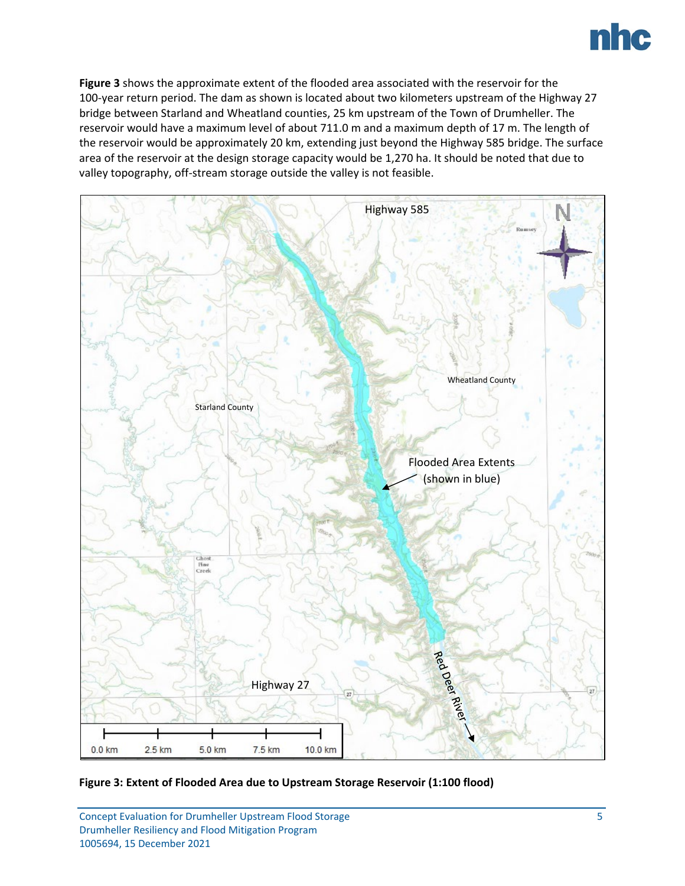**Figure 3** shows the approximate extent of the flooded area associated with the reservoir for the 100-year return period. The dam as shown is located about two kilometers upstream of the Highway 27 bridge between Starland and Wheatland counties, 25 km upstream of the Town of Drumheller. The reservoir would have a maximum level of about 711.0 m and a maximum depth of 17 m. The length of the reservoir would be approximately 20 km, extending just beyond the Highway 585 bridge. The surface area of the reservoir at the design storage capacity would be 1,270 ha. It should be noted that due to valley topography, off-stream storage outside the valley is not feasible.

**Figure 3: Extent of Flooded Area due to Upstream Storage Reservoir (1:100 flood)**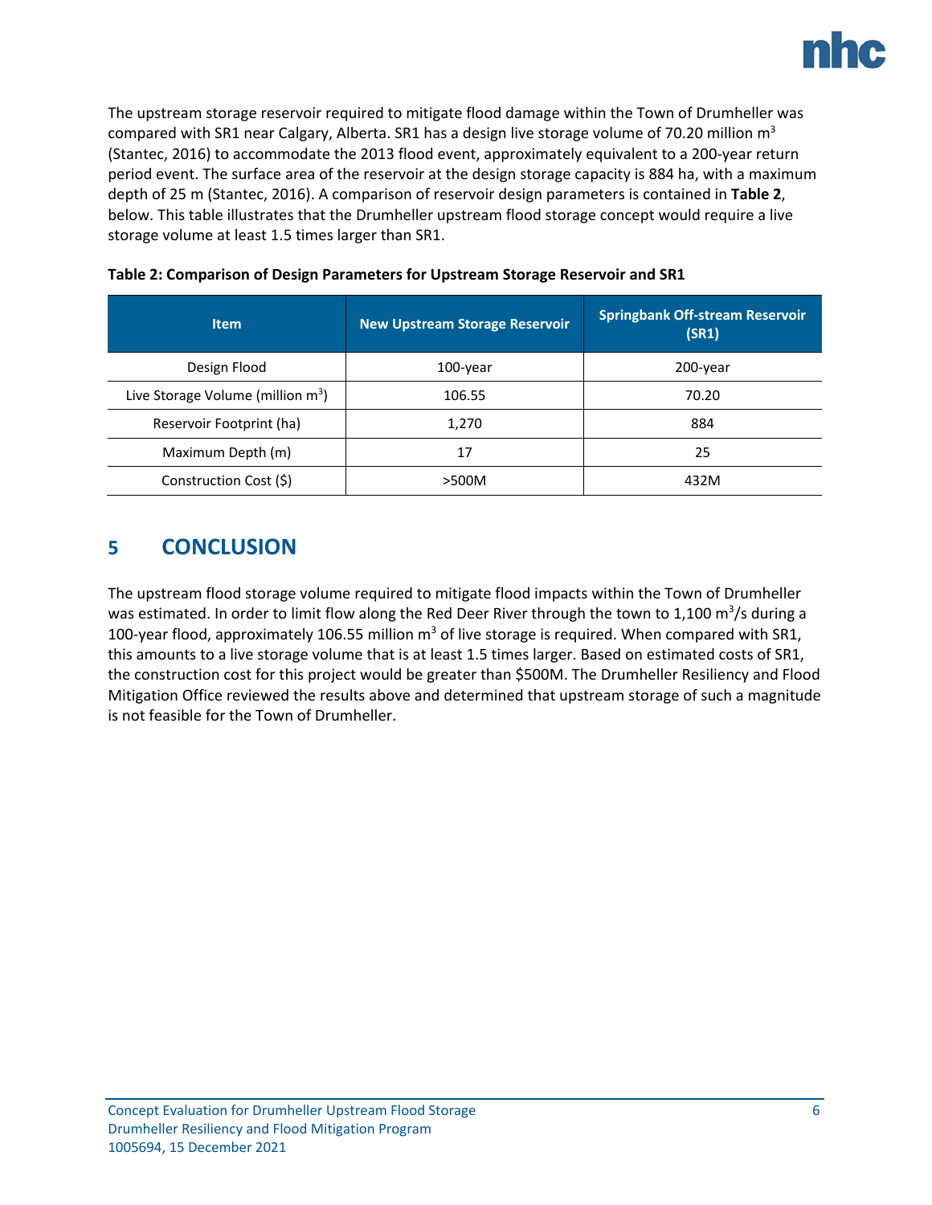The upstream storage reservoir required to mitigate flood damage within the Town of Drumheller was compared with SR1 near Calgary, Alberta. SR1 has a design live storage volume of 70.20 million $m^3$ (Stantec, 2016) to accommodate the 2013 flood event, approximately equivalent to a 200-year return period event. The surface area of the reservoir at the design storage capacity is 884 ha, with a maximum depth of 25 m (Stantec, 2016). A comparison of reservoir design parameters is contained in **Table 2**, below. This table illustrates that the Drumheller upstream flood storage concept would require a live storage volume at least 1.5 times larger than SR1.

**Table 2: Comparison of Design Parameters for Upstream Storage Reservoir and SR1**

| Item | New Upstream Storage Reservoir | Springbank Off-stream Reservoir (SR1) |
|---|---|---|
| Design Flood | 100-year | 200-year |
| Live Storage Volume (million $m^3$) | 106.55 | 70.20 |
| Reservoir Footprint (ha) | 1,270 | 884 |
| Maximum Depth (m) | 17 | 25 |
| Construction Cost ($) | >500M | 432M |

# 5 CONCLUSION

The upstream flood storage volume required to mitigate flood impacts within the Town of Drumheller was estimated. In order to limit flow along the Red Deer River through the town to 1,100 $m^3/s$ during a 100-year flood, approximately 106.55 million $m^3$ of live storage is required. When compared with SR1, this amounts to a live storage volume that is at least 1.5 times larger. Based on estimated costs of SR1, the construction cost for this project would be greater than $500M. The Drumheller Resiliency and Flood Mitigation Office reviewed the results above and determined that upstream storage of such a magnitude is not feasible for the Town of Drumheller.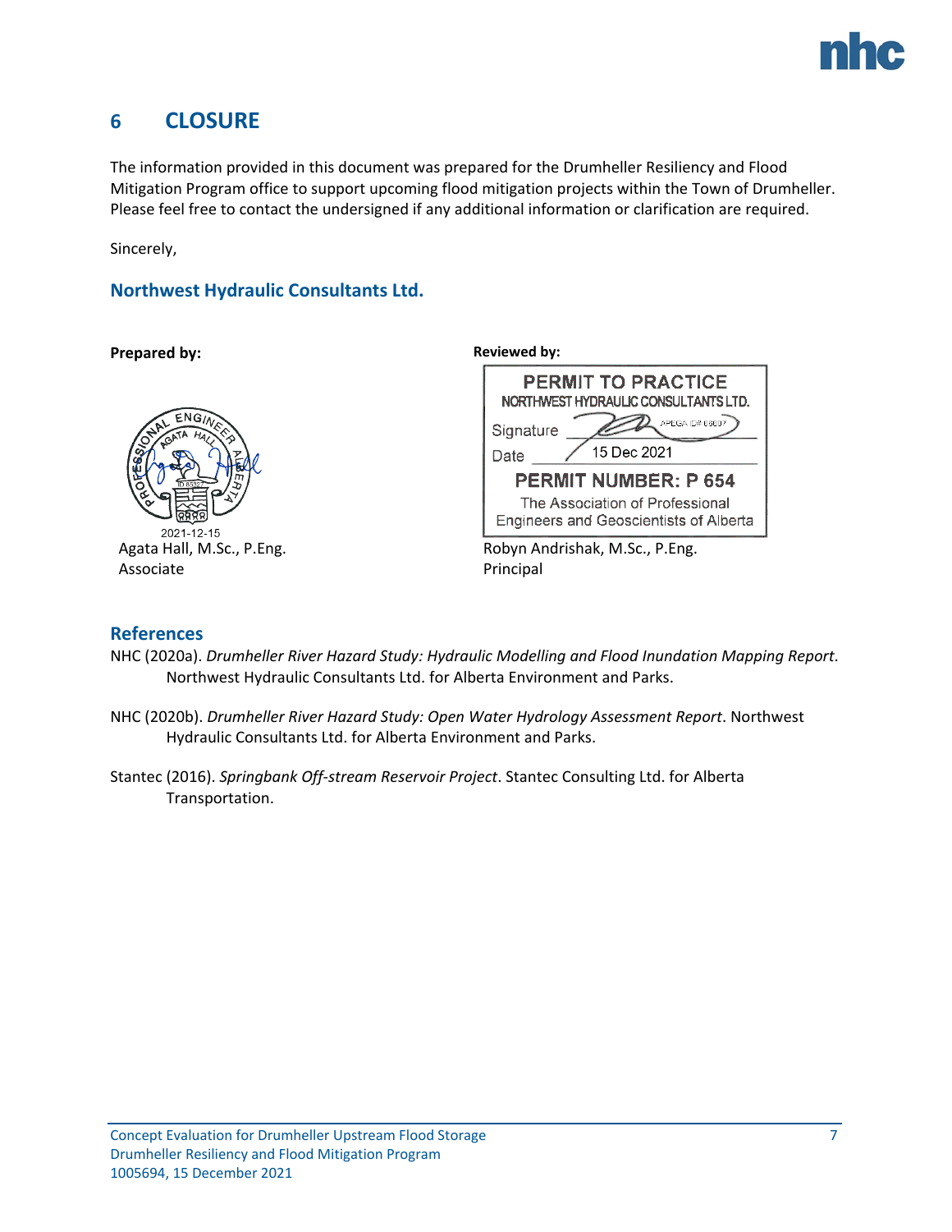## 6 CLOSURE

The information provided in this document was prepared for the Drumheller Resiliency and Flood Mitigation Program office to support upcoming flood mitigation projects within the Town of Drumheller. Please feel free to contact the undersigned if any additional information or clarification are required.

Sincerely,

**Northwest Hydraulic Consultants Ltd.**

**Prepared by:**

PROFESSIONAL ENGINEER
AGATA HALL
ID 85597
ALBERTA

2021-12-15

Agata Hall, M.Sc., P.Eng.
Associate

**Reviewed by:**

PERMIT TO PRACTICE
NORTHWEST HYDRAULIC CONSULTANTS LTD.
Signature APEGA ID# 86807
Date 15 Dec 2021
PERMIT NUMBER: P 654
The Association of Professional Engineers and Geoscientists of Alberta

Robyn Andrishak, M.Sc., P.Eng.
Principal

### References

NHC (2020a). *Drumheller River Hazard Study: Hydraulic Modelling and Flood Inundation Mapping Report*. Northwest Hydraulic Consultants Ltd. for Alberta Environment and Parks.

NHC (2020b). *Drumheller River Hazard Study: Open Water Hydrology Assessment Report*. Northwest Hydraulic Consultants Ltd. for Alberta Environment and Parks.

Stantec (2016). *Springbank Off-stream Reservoir Project*. Stantec Consulting Ltd. for Alberta Transportation.